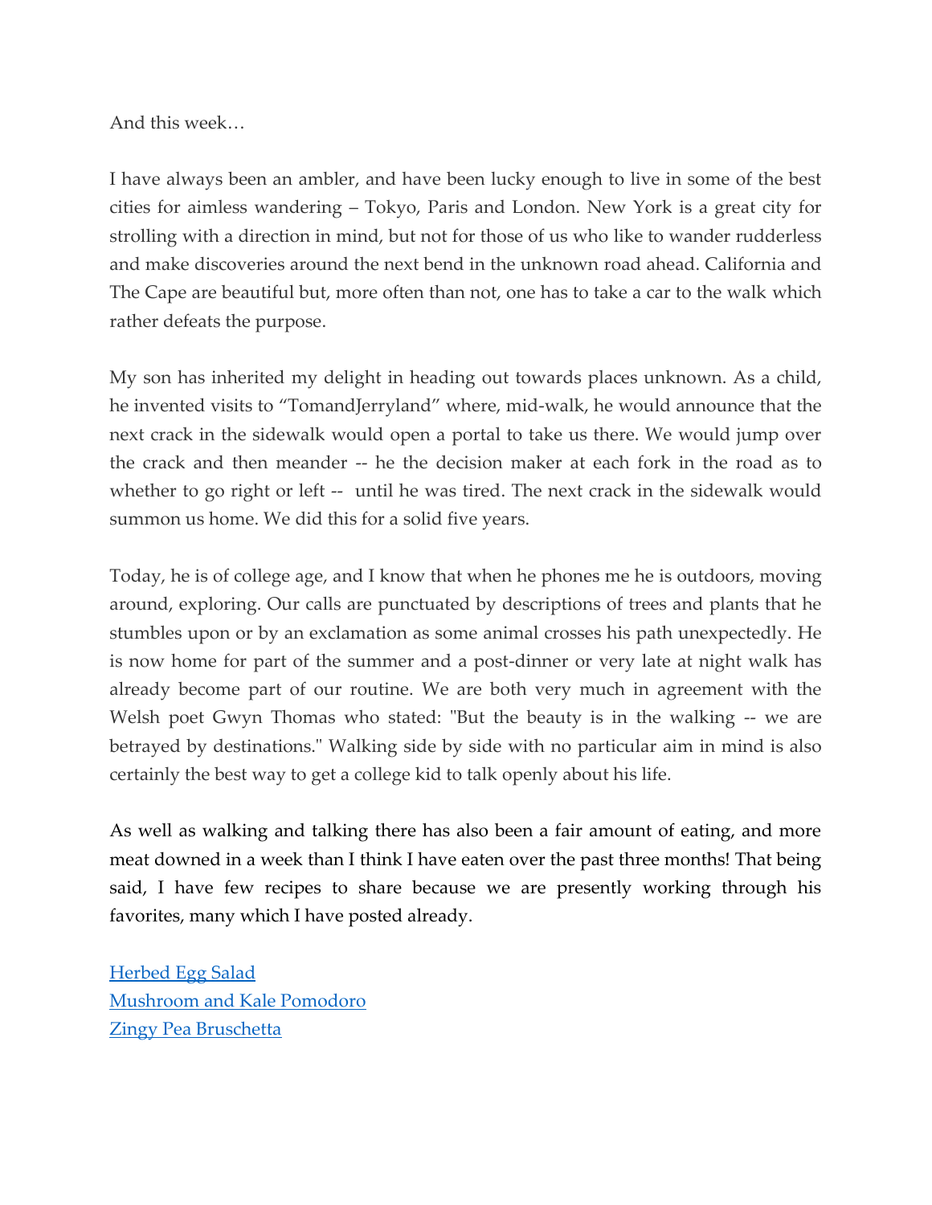And this week…

I have always been an ambler, and have been lucky enough to live in some of the best cities for aimless wandering – Tokyo, Paris and London. New York is a great city for strolling with a direction in mind, but not for those of us who like to wander rudderless and make discoveries around the next bend in the unknown road ahead. California and The Cape are beautiful but, more often than not, one has to take a car to the walk which rather defeats the purpose.

My son has inherited my delight in heading out towards places unknown. As a child, he invented visits to "TomandJerryland" where, mid-walk, he would announce that the next crack in the sidewalk would open a portal to take us there. We would jump over the crack and then meander -- he the decision maker at each fork in the road as to whether to go right or left -- until he was tired. The next crack in the sidewalk would summon us home. We did this for a solid five years.

Today, he is of college age, and I know that when he phones me he is outdoors, moving around, exploring. Our calls are punctuated by descriptions of trees and plants that he stumbles upon or by an exclamation as some animal crosses his path unexpectedly. He is now home for part of the summer and a post-dinner or very late at night walk has already become part of our routine. We are both very much in agreement with the Welsh poet Gwyn Thomas who stated: "But the beauty is in the walking -- we are betrayed by destinations." Walking side by side with no particular aim in mind is also certainly the best way to get a college kid to talk openly about his life.

As well as walking and talking there has also been a fair amount of eating, and more meat downed in a week than I think I have eaten over the past three months! That being said, I have few recipes to share because we are presently working through his favorites, many which I have posted already.

Herbed Egg Salad
Mushroom and Kale Pomodoro
Zingy Pea Bruschetta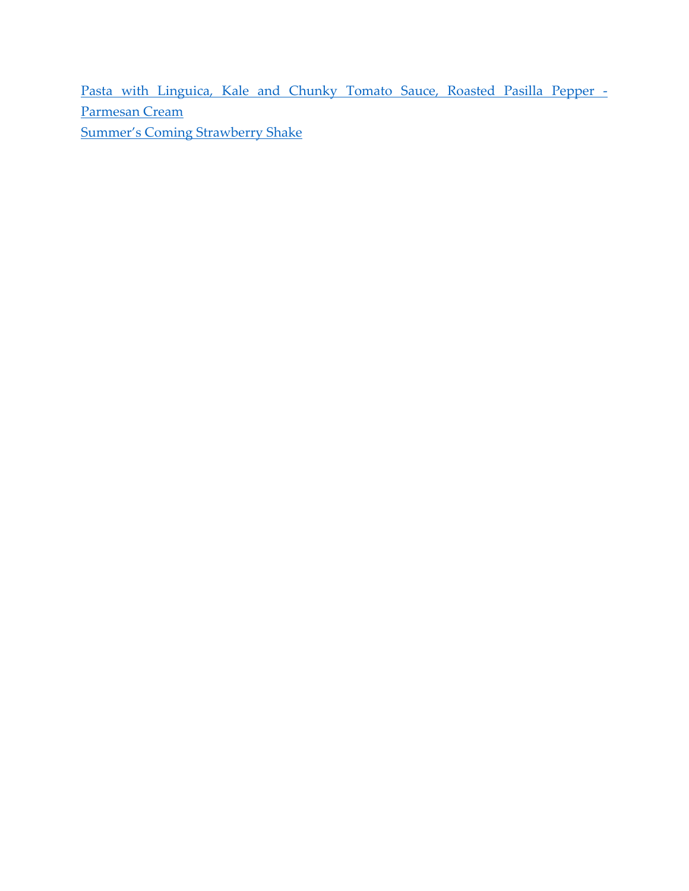Pasta with Linguica, Kale and Chunky Tomato Sauce, Roasted Pasilla Pepper - Parmesan Cream
Summer's Coming Strawberry Shake